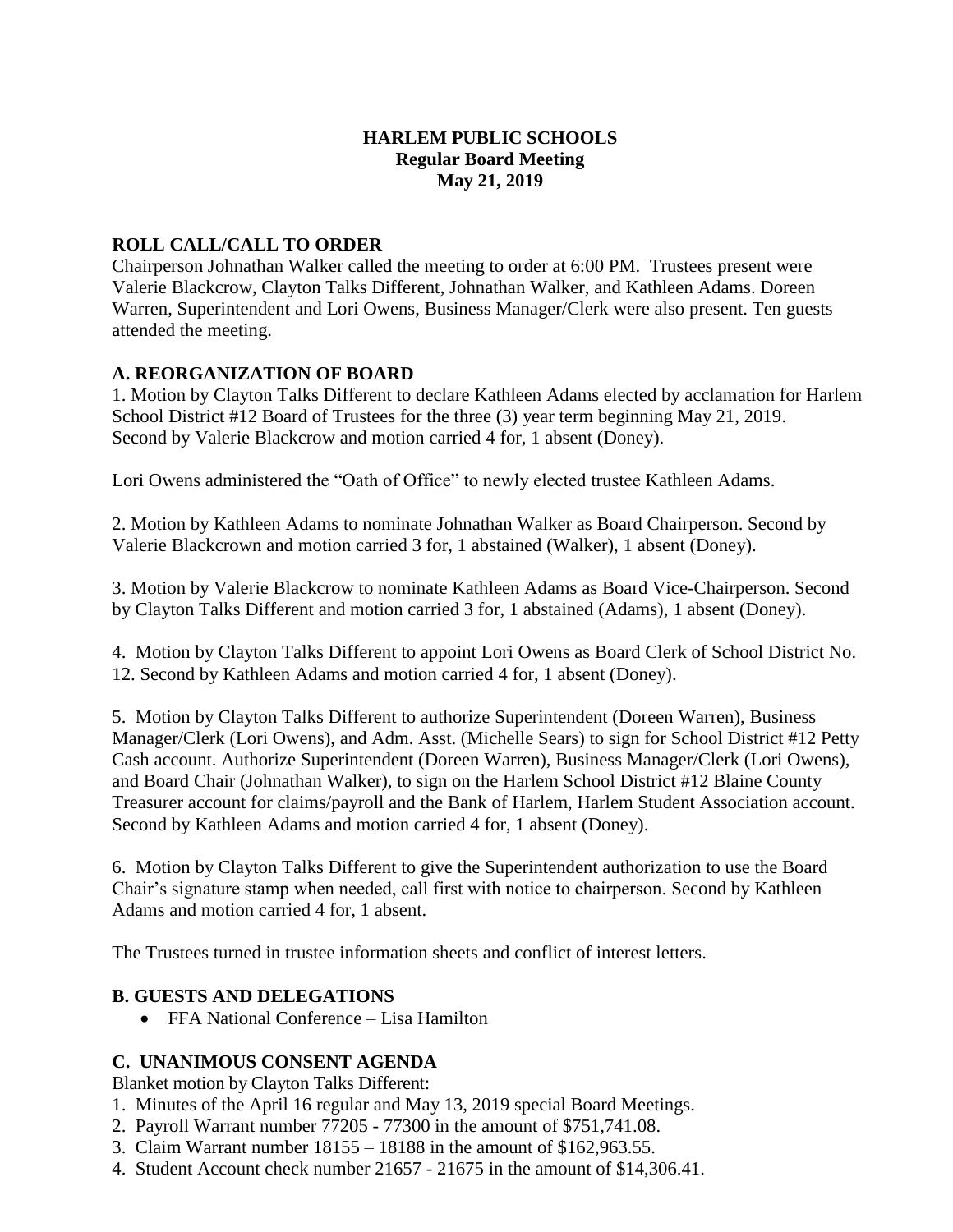# HARLEM PUBLIC SCHOOLS
## Regular Board Meeting
## May 21, 2019

### ROLL CALL/CALL TO ORDER

Chairperson Johnathan Walker called the meeting to order at 6:00 PM. Trustees present were Valerie Blackcrow, Clayton Talks Different, Johnathan Walker, and Kathleen Adams. Doreen Warren, Superintendent and Lori Owens, Business Manager/Clerk were also present. Ten guests attended the meeting.

### A. REORGANIZATION OF BOARD

1. Motion by Clayton Talks Different to declare Kathleen Adams elected by acclamation for Harlem School District #12 Board of Trustees for the three (3) year term beginning May 21, 2019. Second by Valerie Blackcrow and motion carried 4 for, 1 absent (Doney).

Lori Owens administered the "Oath of Office" to newly elected trustee Kathleen Adams.

2. Motion by Kathleen Adams to nominate Johnathan Walker as Board Chairperson. Second by Valerie Blackcrown and motion carried 3 for, 1 abstained (Walker), 1 absent (Doney).

3. Motion by Valerie Blackcrow to nominate Kathleen Adams as Board Vice-Chairperson. Second by Clayton Talks Different and motion carried 3 for, 1 abstained (Adams), 1 absent (Doney).

4. Motion by Clayton Talks Different to appoint Lori Owens as Board Clerk of School District No. 12. Second by Kathleen Adams and motion carried 4 for, 1 absent (Doney).

5. Motion by Clayton Talks Different to authorize Superintendent (Doreen Warren), Business Manager/Clerk (Lori Owens), and Adm. Asst. (Michelle Sears) to sign for School District #12 Petty Cash account. Authorize Superintendent (Doreen Warren), Business Manager/Clerk (Lori Owens), and Board Chair (Johnathan Walker), to sign on the Harlem School District #12 Blaine County Treasurer account for claims/payroll and the Bank of Harlem, Harlem Student Association account. Second by Kathleen Adams and motion carried 4 for, 1 absent (Doney).

6. Motion by Clayton Talks Different to give the Superintendent authorization to use the Board Chair's signature stamp when needed, call first with notice to chairperson. Second by Kathleen Adams and motion carried 4 for, 1 absent.

The Trustees turned in trustee information sheets and conflict of interest letters.

### B. GUESTS AND DELEGATIONS

- FFA National Conference – Lisa Hamilton

### C. UNANIMOUS CONSENT AGENDA

Blanket motion by Clayton Talks Different:

1. Minutes of the April 16 regular and May 13, 2019 special Board Meetings.
2. Payroll Warrant number 77205 - 77300 in the amount of $751,741.08.
3. Claim Warrant number 18155 – 18188 in the amount of $162,963.55.
4. Student Account check number 21657 - 21675 in the amount of $14,306.41.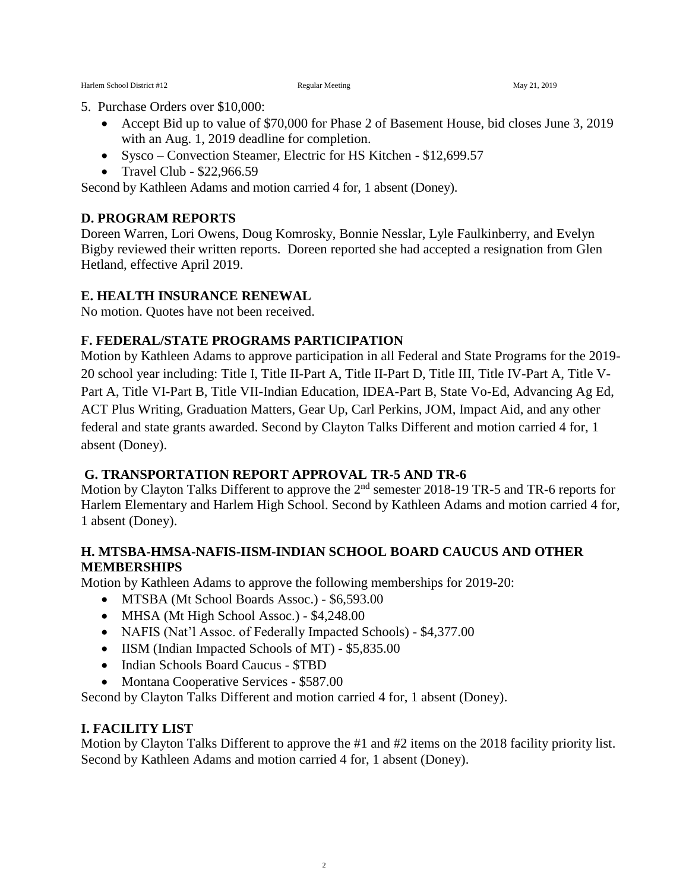5. Purchase Orders over $10,000:
   - Accept Bid up to value of $70,000 for Phase 2 of Basement House, bid closes June 3, 2019 with an Aug. 1, 2019 deadline for completion.
   - Sysco – Convection Steamer, Electric for HS Kitchen - $12,699.57
   - Travel Club - $22,966.59

Second by Kathleen Adams and motion carried 4 for, 1 absent (Doney).

**D. PROGRAM REPORTS**

Doreen Warren, Lori Owens, Doug Komrosky, Bonnie Nesslar, Lyle Faulkinberry, and Evelyn Bigby reviewed their written reports. Doreen reported she had accepted a resignation from Glen Hetland, effective April 2019.

**E. HEALTH INSURANCE RENEWAL**

No motion. Quotes have not been received.

**F. FEDERAL/STATE PROGRAMS PARTICIPATION**

Motion by Kathleen Adams to approve participation in all Federal and State Programs for the 2019-20 school year including: Title I, Title II-Part A, Title II-Part D, Title III, Title IV-Part A, Title V-Part A, Title VI-Part B, Title VII-Indian Education, IDEA-Part B, State Vo-Ed, Advancing Ag Ed, ACT Plus Writing, Graduation Matters, Gear Up, Carl Perkins, JOM, Impact Aid, and any other federal and state grants awarded. Second by Clayton Talks Different and motion carried 4 for, 1 absent (Doney).

**G. TRANSPORTATION REPORT APPROVAL TR-5 AND TR-6**

Motion by Clayton Talks Different to approve the 2nd semester 2018-19 TR-5 and TR-6 reports for Harlem Elementary and Harlem High School. Second by Kathleen Adams and motion carried 4 for, 1 absent (Doney).

**H. MTSBA-HMSA-NAFIS-IISM-INDIAN SCHOOL BOARD CAUCUS AND OTHER MEMBERSHIPS**

Motion by Kathleen Adams to approve the following memberships for 2019-20:

- MTSBA (Mt School Boards Assoc.) - $6,593.00
- MHSA (Mt High School Assoc.) - $4,248.00
- NAFIS (Nat'l Assoc. of Federally Impacted Schools) - $4,377.00
- IISM (Indian Impacted Schools of MT) - $5,835.00
- Indian Schools Board Caucus - $TBD
- Montana Cooperative Services - $587.00

Second by Clayton Talks Different and motion carried 4 for, 1 absent (Doney).

**I. FACILITY LIST**

Motion by Clayton Talks Different to approve the #1 and #2 items on the 2018 facility priority list. Second by Kathleen Adams and motion carried 4 for, 1 absent (Doney).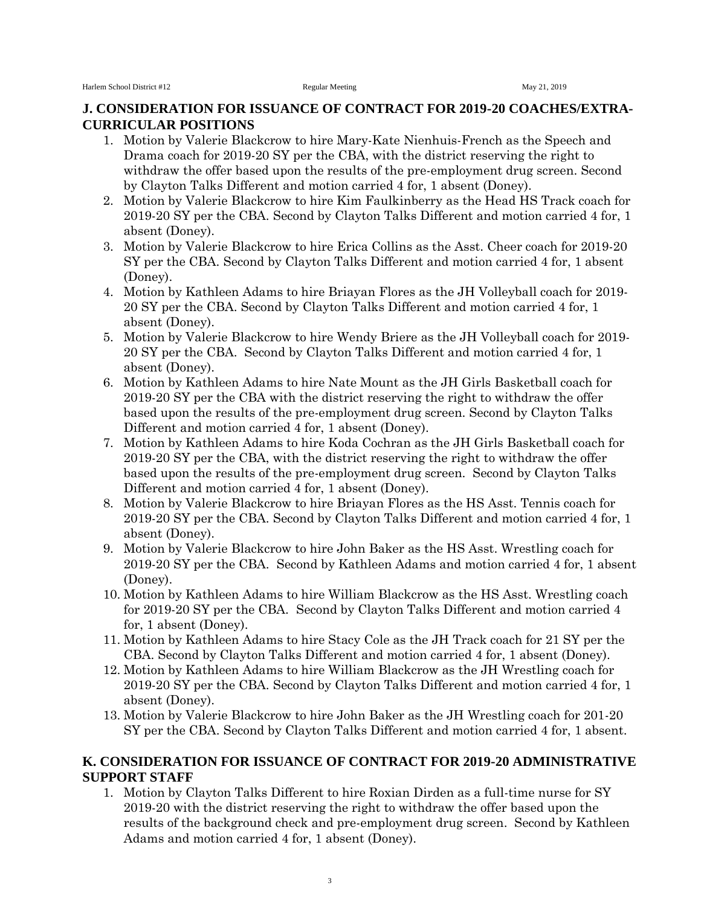## J. CONSIDERATION FOR ISSUANCE OF CONTRACT FOR 2019-20 COACHES/EXTRA-CURRICULAR POSITIONS

1. Motion by Valerie Blackcrow to hire Mary-Kate Nienhuis-French as the Speech and Drama coach for 2019-20 SY per the CBA, with the district reserving the right to withdraw the offer based upon the results of the pre-employment drug screen. Second by Clayton Talks Different and motion carried 4 for, 1 absent (Doney).
2. Motion by Valerie Blackcrow to hire Kim Faulkinberry as the Head HS Track coach for 2019-20 SY per the CBA. Second by Clayton Talks Different and motion carried 4 for, 1 absent (Doney).
3. Motion by Valerie Blackcrow to hire Erica Collins as the Asst. Cheer coach for 2019-20 SY per the CBA. Second by Clayton Talks Different and motion carried 4 for, 1 absent (Doney).
4. Motion by Kathleen Adams to hire Briayan Flores as the JH Volleyball coach for 2019-20 SY per the CBA. Second by Clayton Talks Different and motion carried 4 for, 1 absent (Doney).
5. Motion by Valerie Blackcrow to hire Wendy Briere as the JH Volleyball coach for 2019-20 SY per the CBA. Second by Clayton Talks Different and motion carried 4 for, 1 absent (Doney).
6. Motion by Kathleen Adams to hire Nate Mount as the JH Girls Basketball coach for 2019-20 SY per the CBA with the district reserving the right to withdraw the offer based upon the results of the pre-employment drug screen. Second by Clayton Talks Different and motion carried 4 for, 1 absent (Doney).
7. Motion by Kathleen Adams to hire Koda Cochran as the JH Girls Basketball coach for 2019-20 SY per the CBA, with the district reserving the right to withdraw the offer based upon the results of the pre-employment drug screen. Second by Clayton Talks Different and motion carried 4 for, 1 absent (Doney).
8. Motion by Valerie Blackcrow to hire Briayan Flores as the HS Asst. Tennis coach for 2019-20 SY per the CBA. Second by Clayton Talks Different and motion carried 4 for, 1 absent (Doney).
9. Motion by Valerie Blackcrow to hire John Baker as the HS Asst. Wrestling coach for 2019-20 SY per the CBA. Second by Kathleen Adams and motion carried 4 for, 1 absent (Doney).
10. Motion by Kathleen Adams to hire William Blackcrow as the HS Asst. Wrestling coach for 2019-20 SY per the CBA. Second by Clayton Talks Different and motion carried 4 for, 1 absent (Doney).
11. Motion by Kathleen Adams to hire Stacy Cole as the JH Track coach for 21 SY per the CBA. Second by Clayton Talks Different and motion carried 4 for, 1 absent (Doney).
12. Motion by Kathleen Adams to hire William Blackcrow as the JH Wrestling coach for 2019-20 SY per the CBA. Second by Clayton Talks Different and motion carried 4 for, 1 absent (Doney).
13. Motion by Valerie Blackcrow to hire John Baker as the JH Wrestling coach for 201-20 SY per the CBA. Second by Clayton Talks Different and motion carried 4 for, 1 absent.

## K. CONSIDERATION FOR ISSUANCE OF CONTRACT FOR 2019-20 ADMINISTRATIVE SUPPORT STAFF

1. Motion by Clayton Talks Different to hire Roxian Dirden as a full-time nurse for SY 2019-20 with the district reserving the right to withdraw the offer based upon the results of the background check and pre-employment drug screen. Second by Kathleen Adams and motion carried 4 for, 1 absent (Doney).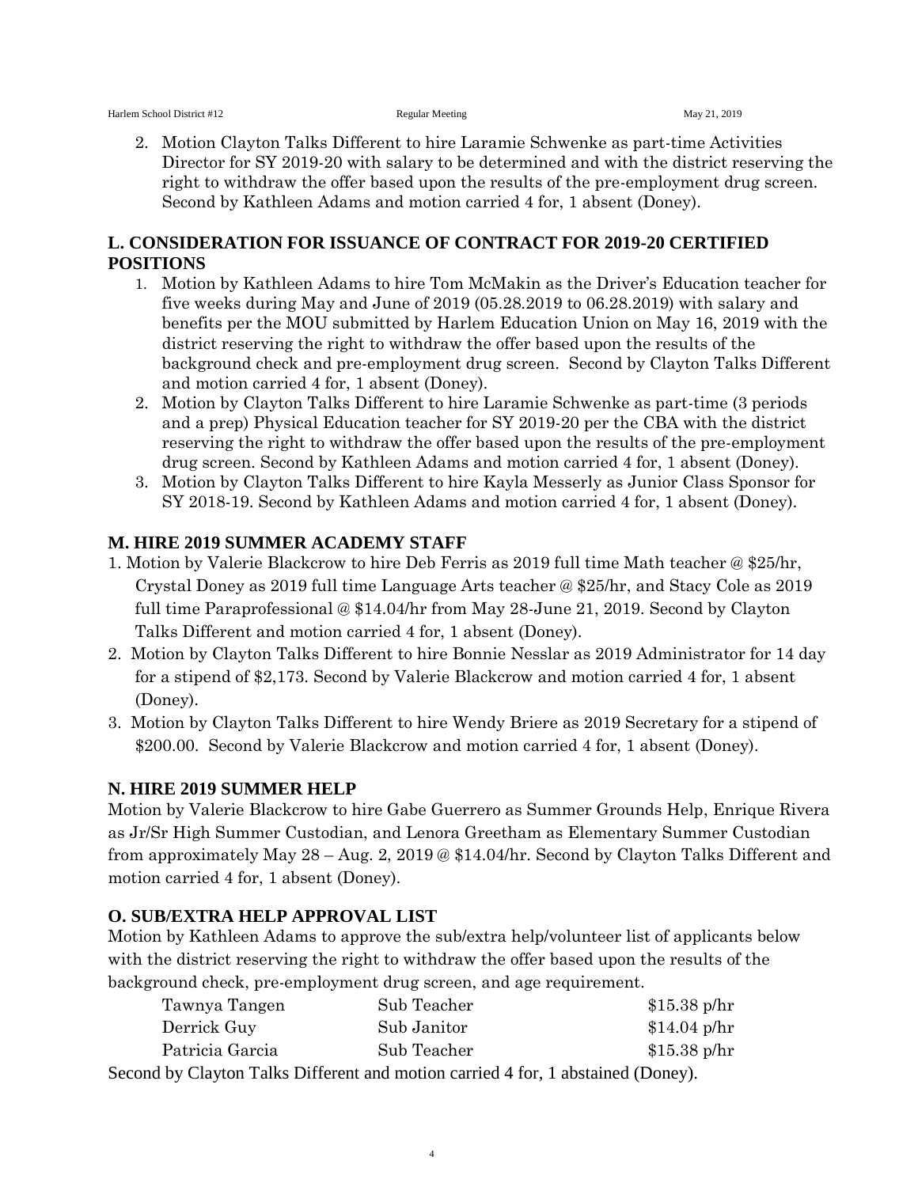2. Motion Clayton Talks Different to hire Laramie Schwenke as part-time Activities Director for SY 2019-20 with salary to be determined and with the district reserving the right to withdraw the offer based upon the results of the pre-employment drug screen. Second by Kathleen Adams and motion carried 4 for, 1 absent (Doney).

## L. CONSIDERATION FOR ISSUANCE OF CONTRACT FOR 2019-20 CERTIFIED POSITIONS

1. Motion by Kathleen Adams to hire Tom McMakin as the Driver's Education teacher for five weeks during May and June of 2019 (05.28.2019 to 06.28.2019) with salary and benefits per the MOU submitted by Harlem Education Union on May 16, 2019 with the district reserving the right to withdraw the offer based upon the results of the background check and pre-employment drug screen. Second by Clayton Talks Different and motion carried 4 for, 1 absent (Doney).
2. Motion by Clayton Talks Different to hire Laramie Schwenke as part-time (3 periods and a prep) Physical Education teacher for SY 2019-20 per the CBA with the district reserving the right to withdraw the offer based upon the results of the pre-employment drug screen. Second by Kathleen Adams and motion carried 4 for, 1 absent (Doney).
3. Motion by Clayton Talks Different to hire Kayla Messerly as Junior Class Sponsor for SY 2018-19. Second by Kathleen Adams and motion carried 4 for, 1 absent (Doney).

## M. HIRE 2019 SUMMER ACADEMY STAFF

1. Motion by Valerie Blackcrow to hire Deb Ferris as 2019 full time Math teacher @ $25/hr, Crystal Doney as 2019 full time Language Arts teacher @ $25/hr, and Stacy Cole as 2019 full time Paraprofessional @ $14.04/hr from May 28-June 21, 2019. Second by Clayton Talks Different and motion carried 4 for, 1 absent (Doney).
2. Motion by Clayton Talks Different to hire Bonnie Nesslar as 2019 Administrator for 14 day for a stipend of $2,173. Second by Valerie Blackcrow and motion carried 4 for, 1 absent (Doney).
3. Motion by Clayton Talks Different to hire Wendy Briere as 2019 Secretary for a stipend of $200.00. Second by Valerie Blackcrow and motion carried 4 for, 1 absent (Doney).

## N. HIRE 2019 SUMMER HELP

Motion by Valerie Blackcrow to hire Gabe Guerrero as Summer Grounds Help, Enrique Rivera as Jr/Sr High Summer Custodian, and Lenora Greetham as Elementary Summer Custodian from approximately May 28 – Aug. 2, 2019 @ $14.04/hr. Second by Clayton Talks Different and motion carried 4 for, 1 absent (Doney).

## O. SUB/EXTRA HELP APPROVAL LIST

Motion by Kathleen Adams to approve the sub/extra help/volunteer list of applicants below with the district reserving the right to withdraw the offer based upon the results of the background check, pre-employment drug screen, and age requirement.

| | | |
|---|---|---|
| Tawnya Tangen | Sub Teacher | $15.38 p/hr |
| Derrick Guy | Sub Janitor | $14.04 p/hr |
| Patricia Garcia | Sub Teacher | $15.38 p/hr |

Second by Clayton Talks Different and motion carried 4 for, 1 abstained (Doney).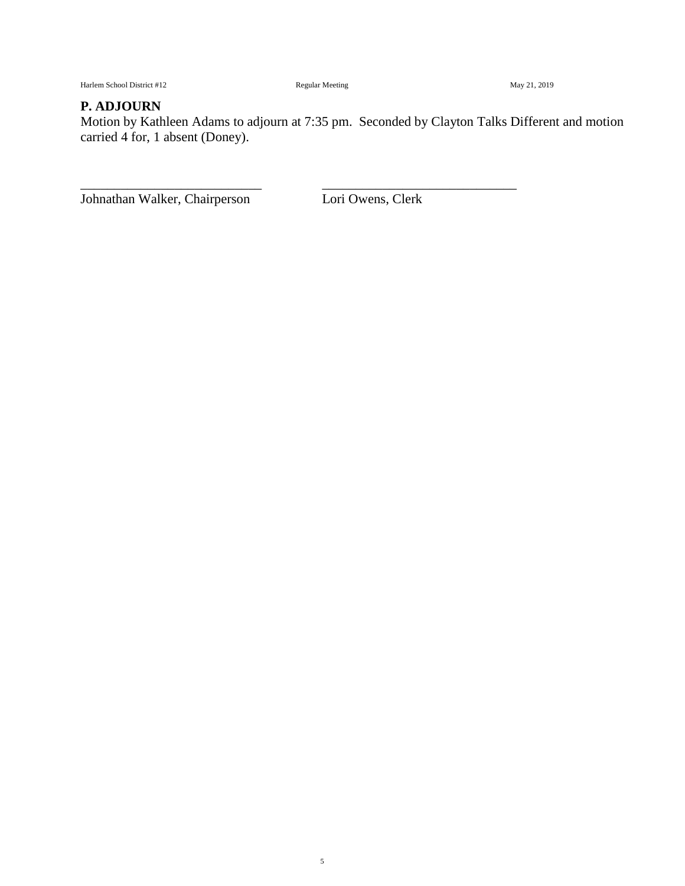## P. ADJOURN

Motion by Kathleen Adams to adjourn at 7:35 pm. Seconded by Clayton Talks Different and motion carried 4 for, 1 absent (Doney).

___________________________ ______________________________

Johnathan Walker, Chairperson Lori Owens, Clerk